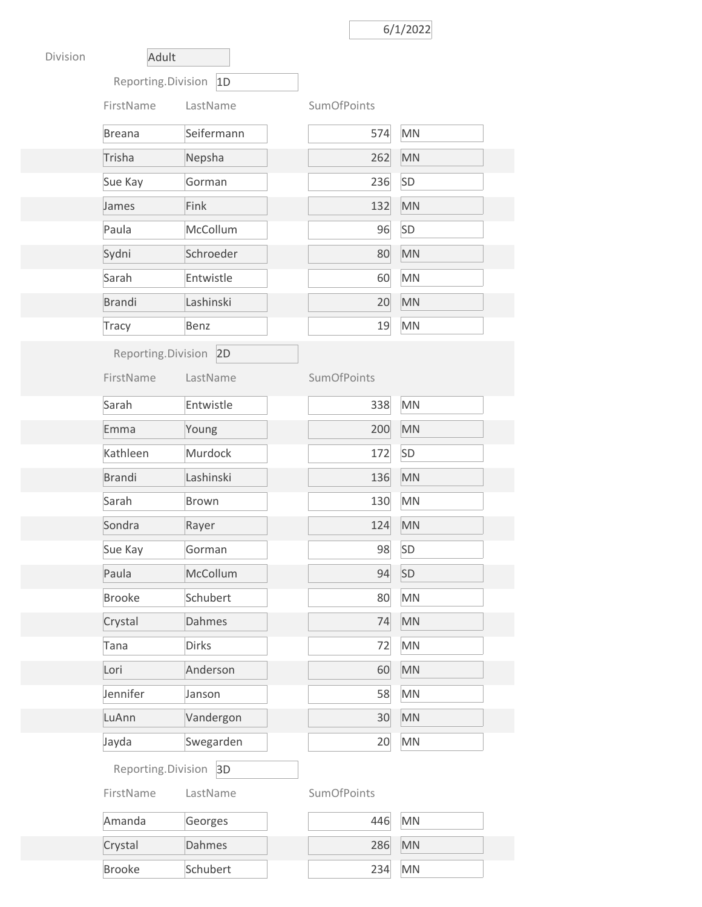6/1/2022

Division: Adult

Reporting.Division: 1D

| FirstName | LastName | SumOfPoints | |
|---|---|---|---|
| Breana | Seifermann | 574 | MN |
| Trisha | Nepsha | 262 | MN |
| Sue Kay | Gorman | 236 | SD |
| James | Fink | 132 | MN |
| Paula | McCollum | 96 | SD |
| Sydni | Schroeder | 80 | MN |
| Sarah | Entwistle | 60 | MN |
| Brandi | Lashinski | 20 | MN |
| Tracy | Benz | 19 | MN |

Reporting.Division: 2D

| FirstName | LastName | SumOfPoints | |
|---|---|---|---|
| Sarah | Entwistle | 338 | MN |
| Emma | Young | 200 | MN |
| Kathleen | Murdock | 172 | SD |
| Brandi | Lashinski | 136 | MN |
| Sarah | Brown | 130 | MN |
| Sondra | Rayer | 124 | MN |
| Sue Kay | Gorman | 98 | SD |
| Paula | McCollum | 94 | SD |
| Brooke | Schubert | 80 | MN |
| Crystal | Dahmes | 74 | MN |
| Tana | Dirks | 72 | MN |
| Lori | Anderson | 60 | MN |
| Jennifer | Janson | 58 | MN |
| LuAnn | Vandergon | 30 | MN |
| Jayda | Swegarden | 20 | MN |

Reporting.Division: 3D

| FirstName | LastName | SumOfPoints | |
|---|---|---|---|
| Amanda | Georges | 446 | MN |
| Crystal | Dahmes | 286 | MN |
| Brooke | Schubert | 234 | MN |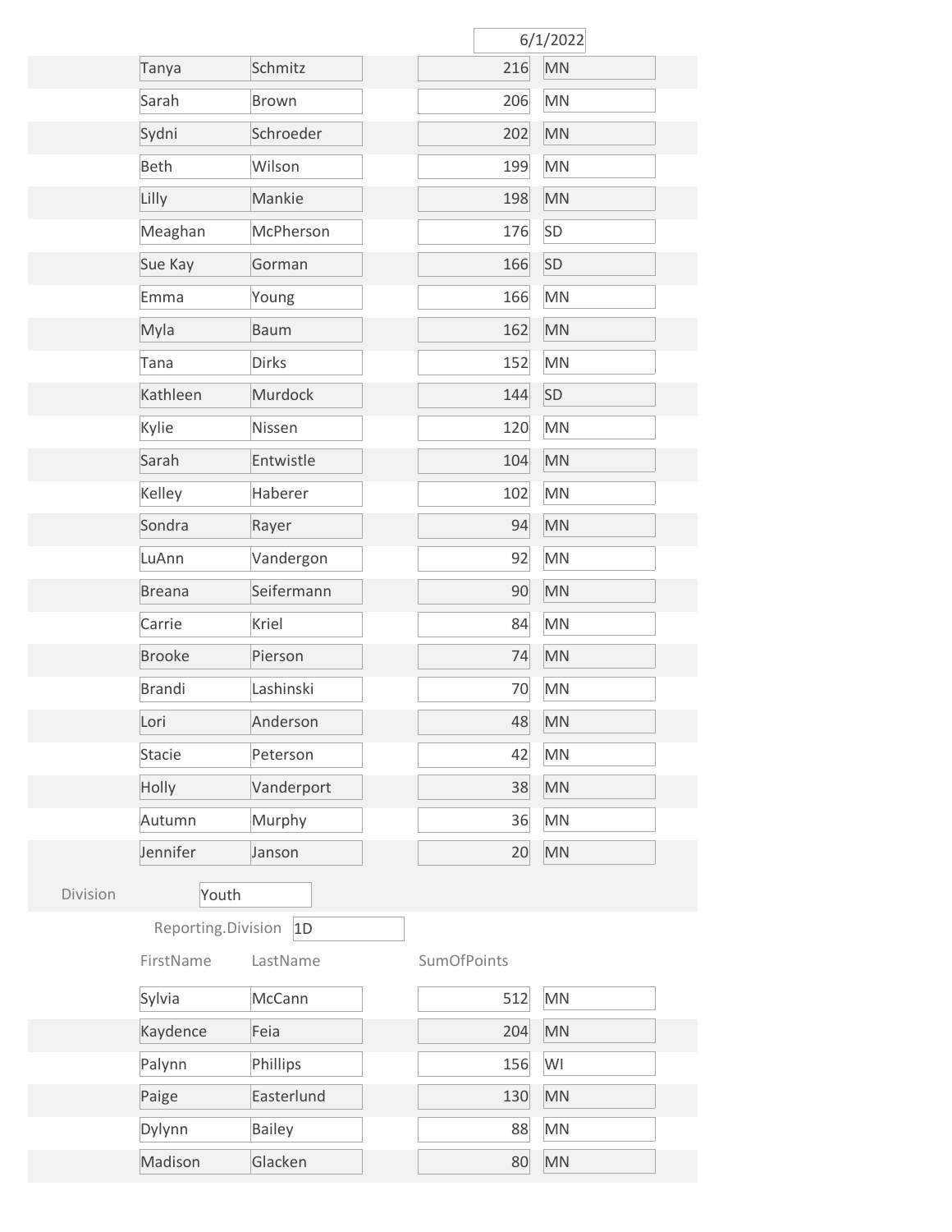6/1/2022

| | | | |
|---|---|---|---|
| Tanya | Schmitz | 216 | MN |
| Sarah | Brown | 206 | MN |
| Sydni | Schroeder | 202 | MN |
| Beth | Wilson | 199 | MN |
| Lilly | Mankie | 198 | MN |
| Meaghan | McPherson | 176 | SD |
| Sue Kay | Gorman | 166 | SD |
| Emma | Young | 166 | MN |
| Myla | Baum | 162 | MN |
| Tana | Dirks | 152 | MN |
| Kathleen | Murdock | 144 | SD |
| Kylie | Nissen | 120 | MN |
| Sarah | Entwistle | 104 | MN |
| Kelley | Haberer | 102 | MN |
| Sondra | Rayer | 94 | MN |
| LuAnn | Vandergon | 92 | MN |
| Breana | Seifermann | 90 | MN |
| Carrie | Kriel | 84 | MN |
| Brooke | Pierson | 74 | MN |
| Brandi | Lashinski | 70 | MN |
| Lori | Anderson | 48 | MN |
| Stacie | Peterson | 42 | MN |
| Holly | Vanderport | 38 | MN |
| Autumn | Murphy | 36 | MN |
| Jennifer | Janson | 20 | MN |

Division Youth

Reporting.Division 1D

| FirstName | LastName | SumOfPoints | |
|---|---|---|---|
| Sylvia | McCann | 512 | MN |
| Kaydence | Feia | 204 | MN |
| Palynn | Phillips | 156 | WI |
| Paige | Easterlund | 130 | MN |
| Dylynn | Bailey | 88 | MN |
| Madison | Glacken | 80 | MN |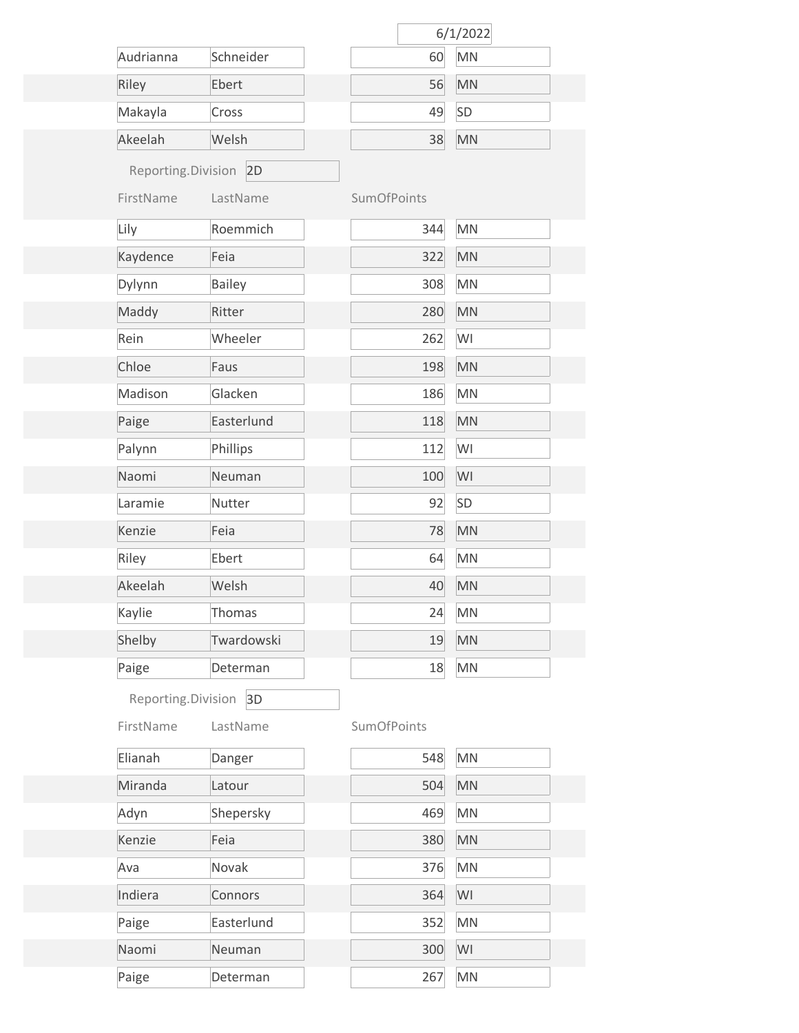6/1/2022

| | | | |
|---|---|---|---|
| Audrianna | Schneider | 60 | MN |
| Riley | Ebert | 56 | MN |
| Makayla | Cross | 49 | SD |
| Akeelah | Welsh | 38 | MN |

Reporting.Division 2D

| FirstName | LastName | SumOfPoints | |
|---|---|---|---|
| Lily | Roemmich | 344 | MN |
| Kaydence | Feia | 322 | MN |
| Dylynn | Bailey | 308 | MN |
| Maddy | Ritter | 280 | MN |
| Rein | Wheeler | 262 | WI |
| Chloe | Faus | 198 | MN |
| Madison | Glacken | 186 | MN |
| Paige | Easterlund | 118 | MN |
| Palynn | Phillips | 112 | WI |
| Naomi | Neuman | 100 | WI |
| Laramie | Nutter | 92 | SD |
| Kenzie | Feia | 78 | MN |
| Riley | Ebert | 64 | MN |
| Akeelah | Welsh | 40 | MN |
| Kaylie | Thomas | 24 | MN |
| Shelby | Twardowski | 19 | MN |
| Paige | Determan | 18 | MN |

Reporting.Division 3D

| FirstName | LastName | SumOfPoints | |
|---|---|---|---|
| Elianah | Danger | 548 | MN |
| Miranda | Latour | 504 | MN |
| Adyn | Shepersky | 469 | MN |
| Kenzie | Feia | 380 | MN |
| Ava | Novak | 376 | MN |
| Indiera | Connors | 364 | WI |
| Paige | Easterlund | 352 | MN |
| Naomi | Neuman | 300 | WI |
| Paige | Determan | 267 | MN |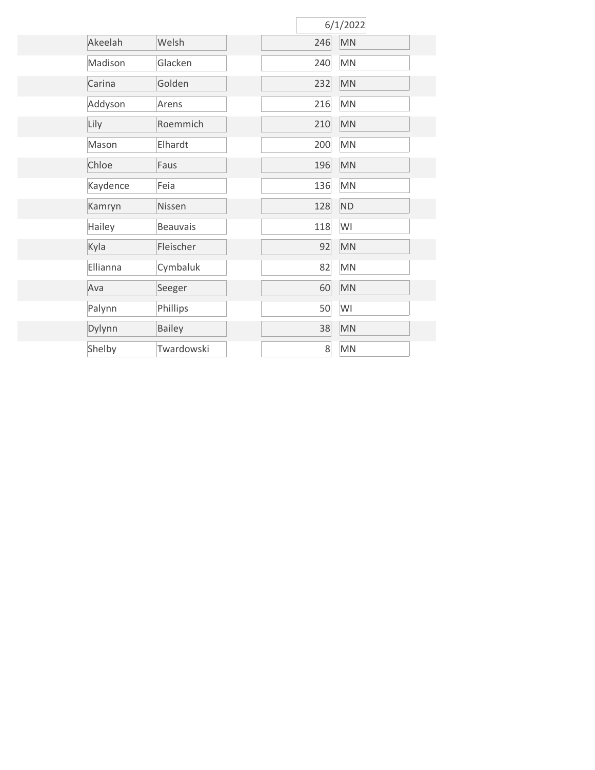6/1/2022

| | | | |
|---|---|---|---|
| Akeelah | Welsh | 246 | MN |
| Madison | Glacken | 240 | MN |
| Carina | Golden | 232 | MN |
| Addyson | Arens | 216 | MN |
| Lily | Roemmich | 210 | MN |
| Mason | Elhardt | 200 | MN |
| Chloe | Faus | 196 | MN |
| Kaydence | Feia | 136 | MN |
| Kamryn | Nissen | 128 | ND |
| Hailey | Beauvais | 118 | WI |
| Kyla | Fleischer | 92 | MN |
| Ellianna | Cymbaluk | 82 | MN |
| Ava | Seeger | 60 | MN |
| Palynn | Phillips | 50 | WI |
| Dylynn | Bailey | 38 | MN |
| Shelby | Twardowski | 8 | MN |